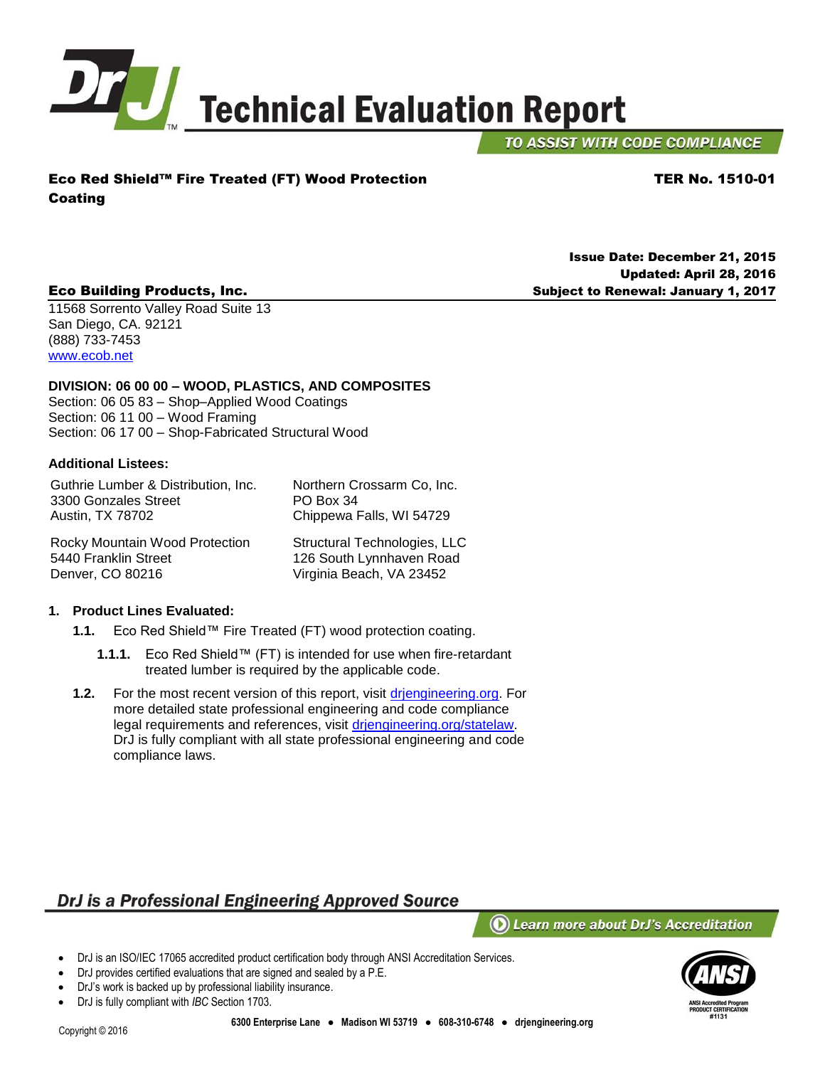# Technical Evaluation Report

**TO ASSIST WITH CODE COMPLIANCE**

**Eco Red Shield™ Fire Treated (FT) Wood Protection Coating**

**TER No. 1510-01**

**Issue Date: December 21, 2015**
**Updated: April 28, 2016**
**Subject to Renewal: January 1, 2017**

**Eco Building Products, Inc.**
11568 Sorrento Valley Road Suite 13
San Diego, CA. 92121
(888) 733-7453
www.ecob.net

**DIVISION: 06 00 00 – WOOD, PLASTICS, AND COMPOSITES**
Section: 06 05 83 – Shop–Applied Wood Coatings
Section: 06 11 00 – Wood Framing
Section: 06 17 00 – Shop-Fabricated Structural Wood

**Additional Listees:**

Guthrie Lumber & Distribution, Inc.
3300 Gonzales Street
Austin, TX 78702

Rocky Mountain Wood Protection
5440 Franklin Street
Denver, CO 80216

Northern Crossarm Co, Inc.
PO Box 34
Chippewa Falls, WI 54729

Structural Technologies, LLC
126 South Lynnhaven Road
Virginia Beach, VA 23452

## 1. Product Lines Evaluated:

**1.1.** Eco Red Shield™ Fire Treated (FT) wood protection coating.

**1.1.1.** Eco Red Shield™ (FT) is intended for use when fire-retardant treated lumber is required by the applicable code.

**1.2.** For the most recent version of this report, visit drjengineering.org. For more detailed state professional engineering and code compliance legal requirements and references, visit drjengineering.org/statelaw. DrJ is fully compliant with all state professional engineering and code compliance laws.

## DrJ is a Professional Engineering Approved Source

Learn more about DrJ's Accreditation

- DrJ is an ISO/IEC 17065 accredited product certification body through ANSI Accreditation Services.
- DrJ provides certified evaluations that are signed and sealed by a P.E.
- DrJ's work is backed up by professional liability insurance.
- DrJ is fully compliant with *IBC* Section 1703.

Copyright © 2016

6300 Enterprise Lane ● Madison WI 53719 ● 608-310-6748 ● drjengineering.org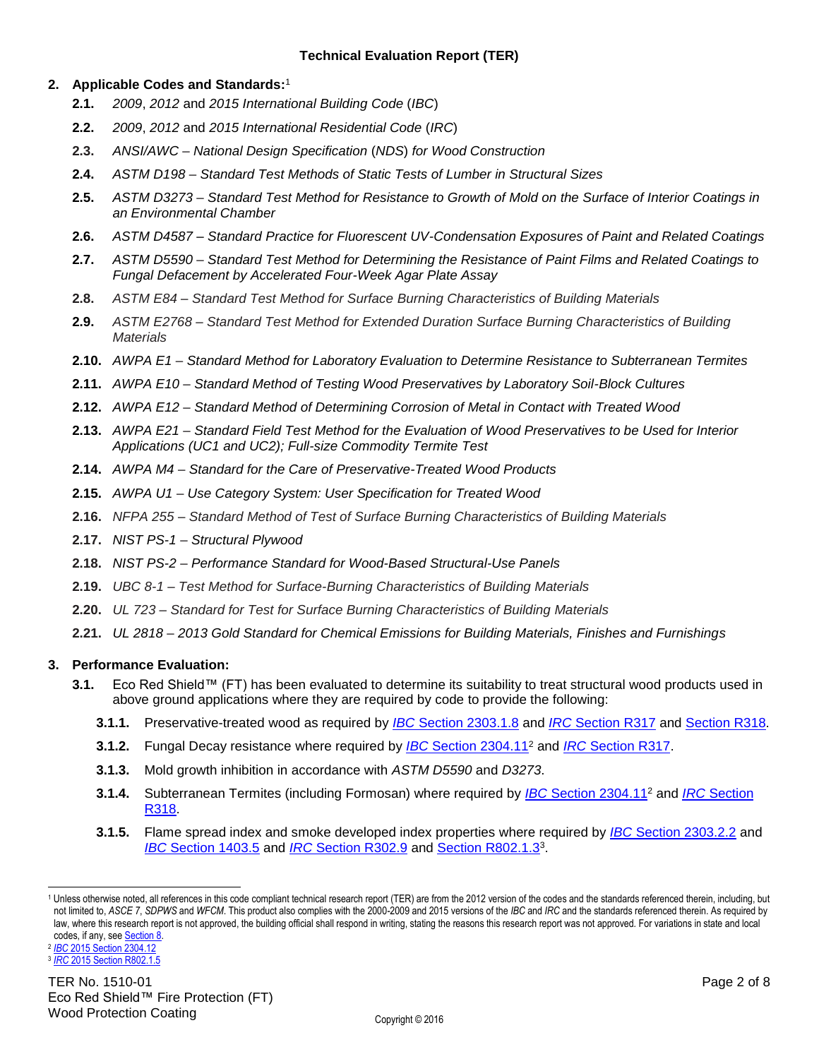**Technical Evaluation Report (TER)**

## 2. Applicable Codes and Standards:[1]

- **2.1.** *2009*, *2012* and *2015 International Building Code* (*IBC*)
- **2.2.** *2009*, *2012* and *2015 International Residential Code* (*IRC*)
- **2.3.** *ANSI/AWC – National Design Specification* (*NDS*) *for Wood Construction*
- **2.4.** *ASTM D198 – Standard Test Methods of Static Tests of Lumber in Structural Sizes*
- **2.5.** *ASTM D3273 – Standard Test Method for Resistance to Growth of Mold on the Surface of Interior Coatings in an Environmental Chamber*
- **2.6.** *ASTM D4587 – Standard Practice for Fluorescent UV-Condensation Exposures of Paint and Related Coatings*
- **2.7.** *ASTM D5590 – Standard Test Method for Determining the Resistance of Paint Films and Related Coatings to Fungal Defacement by Accelerated Four-Week Agar Plate Assay*
- **2.8.** *ASTM E84 – Standard Test Method for Surface Burning Characteristics of Building Materials*
- **2.9.** *ASTM E2768 – Standard Test Method for Extended Duration Surface Burning Characteristics of Building Materials*
- **2.10.** *AWPA E1 – Standard Method for Laboratory Evaluation to Determine Resistance to Subterranean Termites*
- **2.11.** *AWPA E10 – Standard Method of Testing Wood Preservatives by Laboratory Soil-Block Cultures*
- **2.12.** *AWPA E12 – Standard Method of Determining Corrosion of Metal in Contact with Treated Wood*
- **2.13.** *AWPA E21 – Standard Field Test Method for the Evaluation of Wood Preservatives to be Used for Interior Applications (UC1 and UC2); Full-size Commodity Termite Test*
- **2.14.** *AWPA M4 – Standard for the Care of Preservative-Treated Wood Products*
- **2.15.** *AWPA U1 – Use Category System: User Specification for Treated Wood*
- **2.16.** *NFPA 255 – Standard Method of Test of Surface Burning Characteristics of Building Materials*
- **2.17.** *NIST PS-1 – Structural Plywood*
- **2.18.** *NIST PS-2 – Performance Standard for Wood-Based Structural-Use Panels*
- **2.19.** *UBC 8-1 – Test Method for Surface-Burning Characteristics of Building Materials*
- **2.20.** *UL 723 – Standard for Test for Surface Burning Characteristics of Building Materials*
- **2.21.** *UL 2818 – 2013 Gold Standard for Chemical Emissions for Building Materials, Finishes and Furnishings*

## 3. Performance Evaluation:

- **3.1.** Eco Red Shield™ (FT) has been evaluated to determine its suitability to treat structural wood products used in above ground applications where they are required by code to provide the following:
  - **3.1.1.** Preservative-treated wood as required by *IBC* Section 2303.1.8 and *IRC* Section R317 and Section R318.
  - **3.1.2.** Fungal Decay resistance where required by *IBC* Section 2304.11[2] and *IRC* Section R317.
  - **3.1.3.** Mold growth inhibition in accordance with *ASTM D5590* and *D3273*.
  - **3.1.4.** Subterranean Termites (including Formosan) where required by *IBC* Section 2304.11[2] and *IRC* Section R318.
  - **3.1.5.** Flame spread index and smoke developed index properties where required by *IBC* Section 2303.2.2 and *IBC* Section 1403.5 and *IRC* Section R302.9 and Section R802.1.3[3].

---

[1] Unless otherwise noted, all references in this code compliant technical research report (TER) are from the 2012 version of the codes and the standards referenced therein, including, but not limited to, *ASCE 7*, *SDPWS* and *WFCM*. This product also complies with the 2000-2009 and 2015 versions of the *IBC* and *IRC* and the standards referenced therein. As required by law, where this research report is not approved, the building official shall respond in writing, stating the reasons this research report was not approved. For variations in state and local codes, if any, see Section 8.

[2] *IBC* 2015 Section 2304.12

[3] *IRC* 2015 Section R802.1.5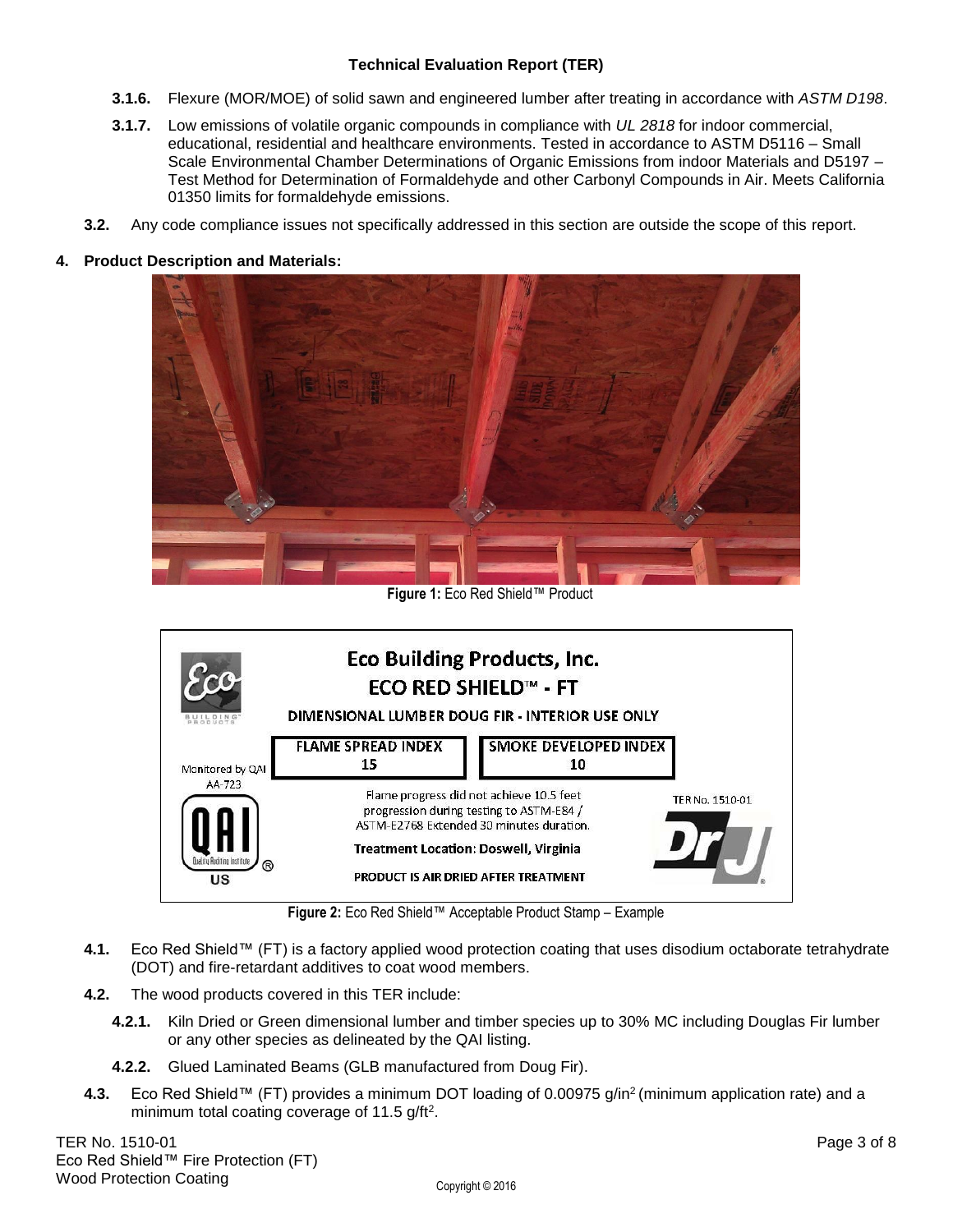- **3.1.6.** Flexure (MOR/MOE) of solid sawn and engineered lumber after treating in accordance with *ASTM D198*.
- **3.1.7.** Low emissions of volatile organic compounds in compliance with *UL 2818* for indoor commercial, educational, residential and healthcare environments. Tested in accordance to ASTM D5116 – Small Scale Environmental Chamber Determinations of Organic Emissions from indoor Materials and D5197 – Test Method for Determination of Formaldehyde and other Carbonyl Compounds in Air. Meets California 01350 limits for formaldehyde emissions.

**3.2.** Any code compliance issues not specifically addressed in this section are outside the scope of this report.

## 4. Product Description and Materials:

**Figure 1:** Eco Red Shield™ Product

**Figure 2:** Eco Red Shield™ Acceptable Product Stamp – Example

**4.1.** Eco Red Shield™ (FT) is a factory applied wood protection coating that uses disodium octaborate tetrahydrate (DOT) and fire-retardant additives to coat wood members.

**4.2.** The wood products covered in this TER include:

- **4.2.1.** Kiln Dried or Green dimensional lumber and timber species up to 30% MC including Douglas Fir lumber or any other species as delineated by the QAI listing.
- **4.2.2.** Glued Laminated Beams (GLB manufactured from Doug Fir).

**4.3.** Eco Red Shield™ (FT) provides a minimum DOT loading of 0.00975 g/in$^2$ (minimum application rate) and a minimum total coating coverage of 11.5 g/ft$^2$.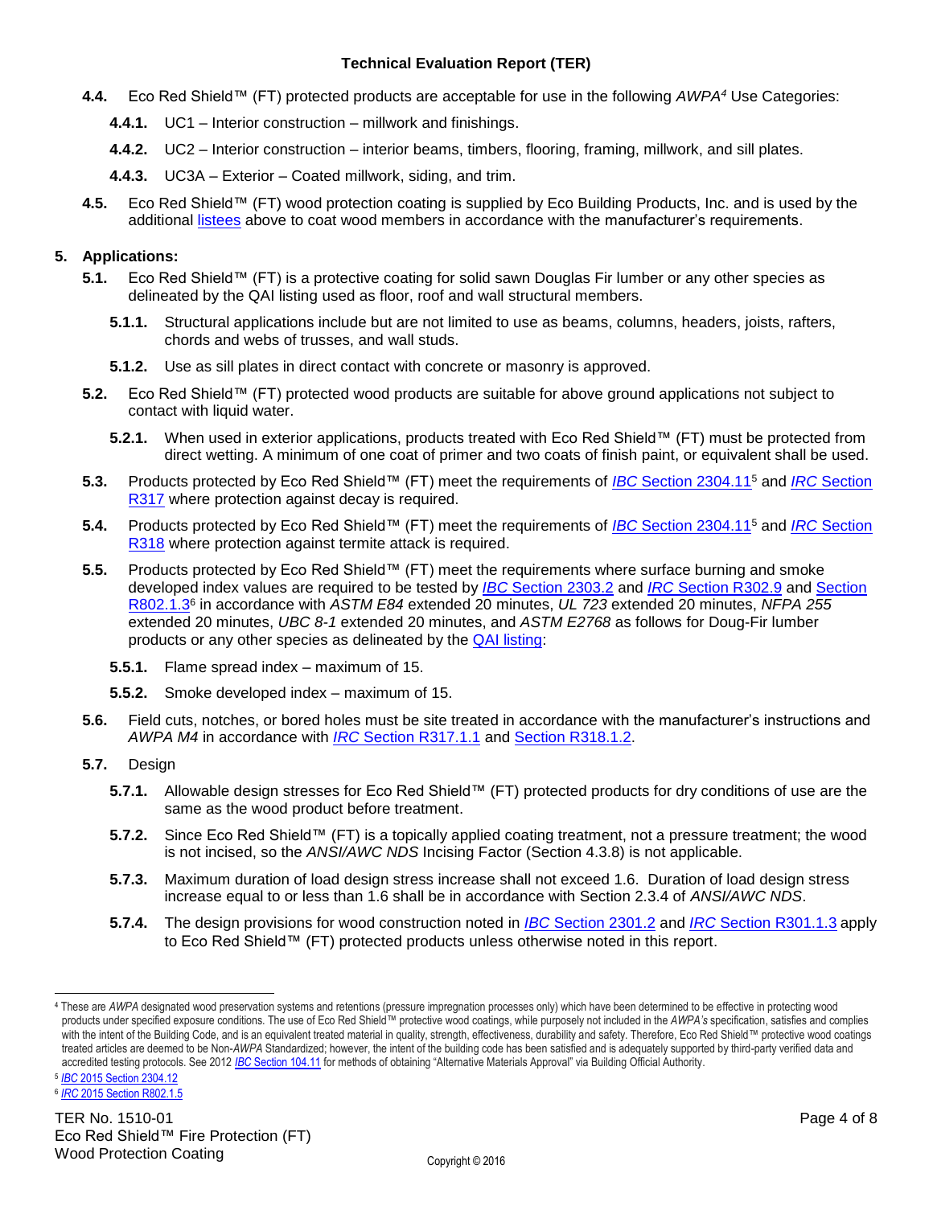**4.4.** Eco Red Shield™ (FT) protected products are acceptable for use in the following *AWPA*[4] Use Categories:

**4.4.1.** UC1 – Interior construction – millwork and finishings.

**4.4.2.** UC2 – Interior construction – interior beams, timbers, flooring, framing, millwork, and sill plates.

**4.4.3.** UC3A – Exterior – Coated millwork, siding, and trim.

**4.5.** Eco Red Shield™ (FT) wood protection coating is supplied by Eco Building Products, Inc. and is used by the additional listees above to coat wood members in accordance with the manufacturer's requirements.

## 5. Applications:

**5.1.** Eco Red Shield™ (FT) is a protective coating for solid sawn Douglas Fir lumber or any other species as delineated by the QAI listing used as floor, roof and wall structural members.

**5.1.1.** Structural applications include but are not limited to use as beams, columns, headers, joists, rafters, chords and webs of trusses, and wall studs.

**5.1.2.** Use as sill plates in direct contact with concrete or masonry is approved.

**5.2.** Eco Red Shield™ (FT) protected wood products are suitable for above ground applications not subject to contact with liquid water.

**5.2.1.** When used in exterior applications, products treated with Eco Red Shield™ (FT) must be protected from direct wetting. A minimum of one coat of primer and two coats of finish paint, or equivalent shall be used.

**5.3.** Products protected by Eco Red Shield™ (FT) meet the requirements of *IBC* Section 2304.11[5] and *IRC* Section R317 where protection against decay is required.

**5.4.** Products protected by Eco Red Shield™ (FT) meet the requirements of *IBC* Section 2304.11[5] and *IRC* Section R318 where protection against termite attack is required.

**5.5.** Products protected by Eco Red Shield™ (FT) meet the requirements where surface burning and smoke developed index values are required to be tested by *IBC* Section 2303.2 and *IRC* Section R302.9 and Section R802.1.3[6] in accordance with *ASTM E84* extended 20 minutes, *UL 723* extended 20 minutes, *NFPA 255* extended 20 minutes, *UBC 8-1* extended 20 minutes, and *ASTM E2768* as follows for Doug-Fir lumber products or any other species as delineated by the QAI listing:

**5.5.1.** Flame spread index – maximum of 15.

**5.5.2.** Smoke developed index – maximum of 15.

**5.6.** Field cuts, notches, or bored holes must be site treated in accordance with the manufacturer's instructions and *AWPA M4* in accordance with *IRC* Section R317.1.1 and Section R318.1.2.

**5.7.** Design

**5.7.1.** Allowable design stresses for Eco Red Shield™ (FT) protected products for dry conditions of use are the same as the wood product before treatment.

**5.7.2.** Since Eco Red Shield™ (FT) is a topically applied coating treatment, not a pressure treatment; the wood is not incised, so the *ANSI/AWC NDS* Incising Factor (Section 4.3.8) is not applicable.

**5.7.3.** Maximum duration of load design stress increase shall not exceed 1.6. Duration of load design stress increase equal to or less than 1.6 shall be in accordance with Section 2.3.4 of *ANSI/AWC NDS*.

**5.7.4.** The design provisions for wood construction noted in *IBC* Section 2301.2 and *IRC* Section R301.1.3 apply to Eco Red Shield™ (FT) protected products unless otherwise noted in this report.

---

[4] These are *AWPA* designated wood preservation systems and retentions (pressure impregnation processes only) which have been determined to be effective in protecting wood products under specified exposure conditions. The use of Eco Red Shield™ protective wood coatings, while purposely not included in the *AWPA's* specification, satisfies and complies with the intent of the Building Code, and is an equivalent treated material in quality, strength, effectiveness, durability and safety. Therefore, Eco Red Shield™ protective wood coatings treated articles are deemed to be Non-*AWPA* Standardized; however, the intent of the building code has been satisfied and is adequately supported by third-party verified data and accredited testing protocols. See 2012 *IBC* Section 104.11 for methods of obtaining "Alternative Materials Approval" via Building Official Authority.

[5] *IBC* 2015 Section 2304.12

[6] *IRC* 2015 Section R802.1.5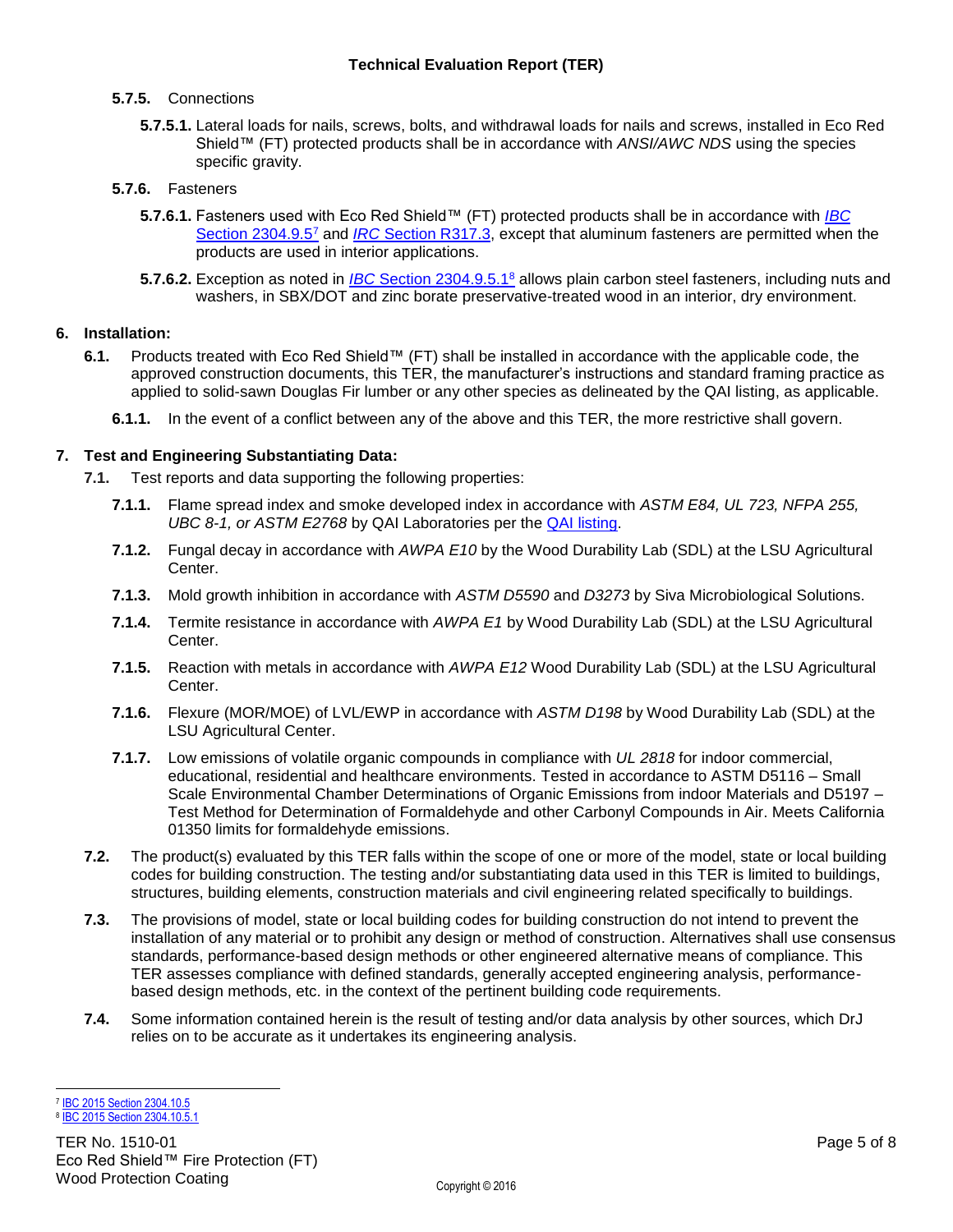- **5.7.5.** Connections
  - **5.7.5.1.** Lateral loads for nails, screws, bolts, and withdrawal loads for nails and screws, installed in Eco Red Shield™ (FT) protected products shall be in accordance with *ANSI/AWC NDS* using the species specific gravity.
- **5.7.6.** Fasteners
  - **5.7.6.1.** Fasteners used with Eco Red Shield™ (FT) protected products shall be in accordance with *IBC* Section 2304.9.5[7] and *IRC* Section R317.3, except that aluminum fasteners are permitted when the products are used in interior applications.
  - **5.7.6.2.** Exception as noted in *IBC* Section 2304.9.5.1[8] allows plain carbon steel fasteners, including nuts and washers, in SBX/DOT and zinc borate preservative-treated wood in an interior, dry environment.

## 6. Installation:

**6.1.** Products treated with Eco Red Shield™ (FT) shall be installed in accordance with the applicable code, the approved construction documents, this TER, the manufacturer's instructions and standard framing practice as applied to solid-sawn Douglas Fir lumber or any other species as delineated by the QAI listing, as applicable.

**6.1.1.** In the event of a conflict between any of the above and this TER, the more restrictive shall govern.

## 7. Test and Engineering Substantiating Data:

**7.1.** Test reports and data supporting the following properties:

- **7.1.1.** Flame spread index and smoke developed index in accordance with *ASTM E84, UL 723, NFPA 255, UBC 8-1, or ASTM E2768* by QAI Laboratories per the QAI listing.
- **7.1.2.** Fungal decay in accordance with *AWPA E10* by the Wood Durability Lab (SDL) at the LSU Agricultural Center.
- **7.1.3.** Mold growth inhibition in accordance with *ASTM D5590* and *D3273* by Siva Microbiological Solutions.
- **7.1.4.** Termite resistance in accordance with *AWPA E1* by Wood Durability Lab (SDL) at the LSU Agricultural Center.
- **7.1.5.** Reaction with metals in accordance with *AWPA E12* Wood Durability Lab (SDL) at the LSU Agricultural Center.
- **7.1.6.** Flexure (MOR/MOE) of LVL/EWP in accordance with *ASTM D198* by Wood Durability Lab (SDL) at the LSU Agricultural Center.
- **7.1.7.** Low emissions of volatile organic compounds in compliance with *UL 2818* for indoor commercial, educational, residential and healthcare environments. Tested in accordance to ASTM D5116 – Small Scale Environmental Chamber Determinations of Organic Emissions from indoor Materials and D5197 – Test Method for Determination of Formaldehyde and other Carbonyl Compounds in Air. Meets California 01350 limits for formaldehyde emissions.

**7.2.** The product(s) evaluated by this TER falls within the scope of one or more of the model, state or local building codes for building construction. The testing and/or substantiating data used in this TER is limited to buildings, structures, building elements, construction materials and civil engineering related specifically to buildings.

**7.3.** The provisions of model, state or local building codes for building construction do not intend to prevent the installation of any material or to prohibit any design or method of construction. Alternatives shall use consensus standards, performance-based design methods or other engineered alternative means of compliance. This TER assesses compliance with defined standards, generally accepted engineering analysis, performance-based design methods, etc. in the context of the pertinent building code requirements.

**7.4.** Some information contained herein is the result of testing and/or data analysis by other sources, which DrJ relies on to be accurate as it undertakes its engineering analysis.

---

[7] IBC 2015 Section 2304.10.5

[8] IBC 2015 Section 2304.10.5.1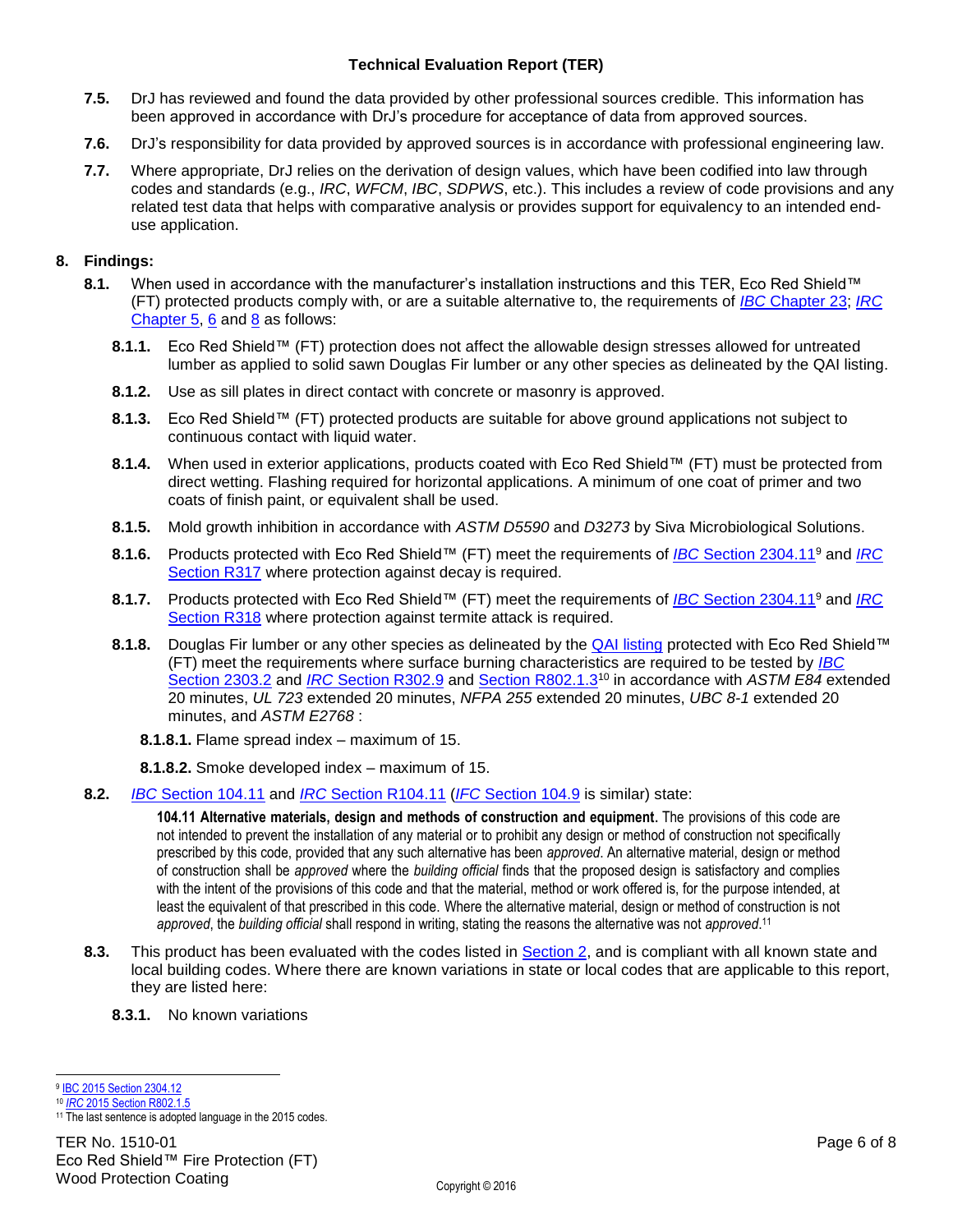**7.5.** DrJ has reviewed and found the data provided by other professional sources credible. This information has been approved in accordance with DrJ's procedure for acceptance of data from approved sources.

**7.6.** DrJ's responsibility for data provided by approved sources is in accordance with professional engineering law.

**7.7.** Where appropriate, DrJ relies on the derivation of design values, which have been codified into law through codes and standards (e.g., *IRC*, *WFCM*, *IBC*, *SDPWS*, etc.). This includes a review of code provisions and any related test data that helps with comparative analysis or provides support for equivalency to an intended end-use application.

## 8. Findings:

**8.1.** When used in accordance with the manufacturer's installation instructions and this TER, Eco Red Shield™ (FT) protected products comply with, or are a suitable alternative to, the requirements of *IBC* Chapter 23; *IRC* Chapter 5, 6 and 8 as follows:

**8.1.1.** Eco Red Shield™ (FT) protection does not affect the allowable design stresses allowed for untreated lumber as applied to solid sawn Douglas Fir lumber or any other species as delineated by the QAI listing.

**8.1.2.** Use as sill plates in direct contact with concrete or masonry is approved.

**8.1.3.** Eco Red Shield™ (FT) protected products are suitable for above ground applications not subject to continuous contact with liquid water.

**8.1.4.** When used in exterior applications, products coated with Eco Red Shield™ (FT) must be protected from direct wetting. Flashing required for horizontal applications. A minimum of one coat of primer and two coats of finish paint, or equivalent shall be used.

**8.1.5.** Mold growth inhibition in accordance with *ASTM D5590* and *D3273* by Siva Microbiological Solutions.

**8.1.6.** Products protected with Eco Red Shield™ (FT) meet the requirements of *IBC* Section 2304.11[9] and *IRC* Section R317 where protection against decay is required.

**8.1.7.** Products protected with Eco Red Shield™ (FT) meet the requirements of *IBC* Section 2304.11[9] and *IRC* Section R318 where protection against termite attack is required.

**8.1.8.** Douglas Fir lumber or any other species as delineated by the QAI listing protected with Eco Red Shield™ (FT) meet the requirements where surface burning characteristics are required to be tested by *IBC* Section 2303.2 and *IRC* Section R302.9 and Section R802.1.3[10] in accordance with *ASTM E84* extended 20 minutes, *UL 723* extended 20 minutes, *NFPA 255* extended 20 minutes, *UBC 8-1* extended 20 minutes, and *ASTM E2768* :

**8.1.8.1.** Flame spread index – maximum of 15.

**8.1.8.2.** Smoke developed index – maximum of 15.

**8.2.** *IBC* Section 104.11 and *IRC* Section R104.11 (*IFC* Section 104.9 is similar) state:

> **104.11 Alternative materials, design and methods of construction and equipment.** The provisions of this code are not intended to prevent the installation of any material or to prohibit any design or method of construction not specifically prescribed by this code, provided that any such alternative has been *approved*. An alternative material, design or method of construction shall be *approved* where the *building official* finds that the proposed design is satisfactory and complies with the intent of the provisions of this code and that the material, method or work offered is, for the purpose intended, at least the equivalent of that prescribed in this code. Where the alternative material, design or method of construction is not *approved*, the *building official* shall respond in writing, stating the reasons the alternative was not *approved*.[11]

**8.3.** This product has been evaluated with the codes listed in Section 2, and is compliant with all known state and local building codes. Where there are known variations in state or local codes that are applicable to this report, they are listed here:

**8.3.1.** No known variations

---

[9] IBC 2015 Section 2304.12

[10] *IRC* 2015 Section R802.1.5

[11] The last sentence is adopted language in the 2015 codes.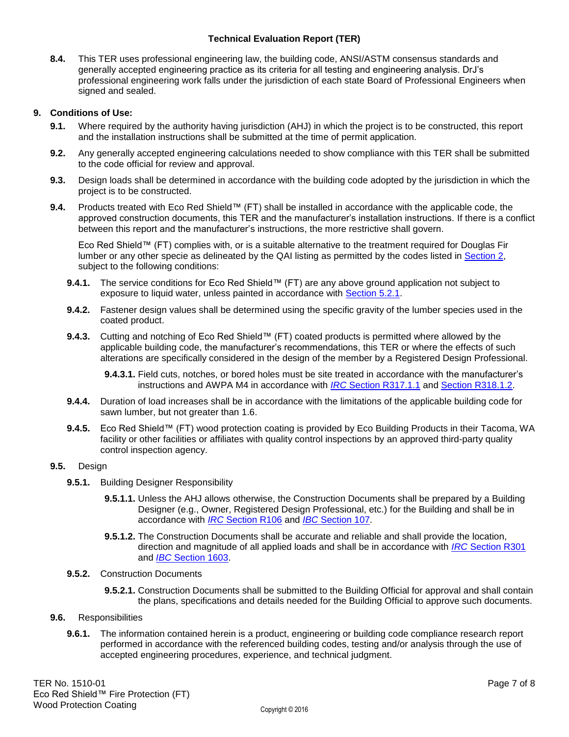**8.4.** This TER uses professional engineering law, the building code, ANSI/ASTM consensus standards and generally accepted engineering practice as its criteria for all testing and engineering analysis. DrJ's professional engineering work falls under the jurisdiction of each state Board of Professional Engineers when signed and sealed.

## 9. Conditions of Use:

**9.1.** Where required by the authority having jurisdiction (AHJ) in which the project is to be constructed, this report and the installation instructions shall be submitted at the time of permit application.

**9.2.** Any generally accepted engineering calculations needed to show compliance with this TER shall be submitted to the code official for review and approval.

**9.3.** Design loads shall be determined in accordance with the building code adopted by the jurisdiction in which the project is to be constructed.

**9.4.** Products treated with Eco Red Shield™ (FT) shall be installed in accordance with the applicable code, the approved construction documents, this TER and the manufacturer's installation instructions. If there is a conflict between this report and the manufacturer's instructions, the more restrictive shall govern.

Eco Red Shield™ (FT) complies with, or is a suitable alternative to the treatment required for Douglas Fir lumber or any other specie as delineated by the QAI listing as permitted by the codes listed in Section 2, subject to the following conditions:

**9.4.1.** The service conditions for Eco Red Shield™ (FT) are any above ground application not subject to exposure to liquid water, unless painted in accordance with Section 5.2.1.

**9.4.2.** Fastener design values shall be determined using the specific gravity of the lumber species used in the coated product.

**9.4.3.** Cutting and notching of Eco Red Shield™ (FT) coated products is permitted where allowed by the applicable building code, the manufacturer's recommendations, this TER or where the effects of such alterations are specifically considered in the design of the member by a Registered Design Professional.

**9.4.3.1.** Field cuts, notches, or bored holes must be site treated in accordance with the manufacturer's instructions and AWPA M4 in accordance with *IRC* Section R317.1.1 and Section R318.1.2.

**9.4.4.** Duration of load increases shall be in accordance with the limitations of the applicable building code for sawn lumber, but not greater than 1.6.

**9.4.5.** Eco Red Shield™ (FT) wood protection coating is provided by Eco Building Products in their Tacoma, WA facility or other facilities or affiliates with quality control inspections by an approved third-party quality control inspection agency.

**9.5.** Design

**9.5.1.** Building Designer Responsibility

**9.5.1.1.** Unless the AHJ allows otherwise, the Construction Documents shall be prepared by a Building Designer (e.g., Owner, Registered Design Professional, etc.) for the Building and shall be in accordance with *IRC* Section R106 and *IBC* Section 107.

**9.5.1.2.** The Construction Documents shall be accurate and reliable and shall provide the location, direction and magnitude of all applied loads and shall be in accordance with *IRC* Section R301 and *IBC* Section 1603.

**9.5.2.** Construction Documents

**9.5.2.1.** Construction Documents shall be submitted to the Building Official for approval and shall contain the plans, specifications and details needed for the Building Official to approve such documents.

**9.6.** Responsibilities

**9.6.1.** The information contained herein is a product, engineering or building code compliance research report performed in accordance with the referenced building codes, testing and/or analysis through the use of accepted engineering procedures, experience, and technical judgment.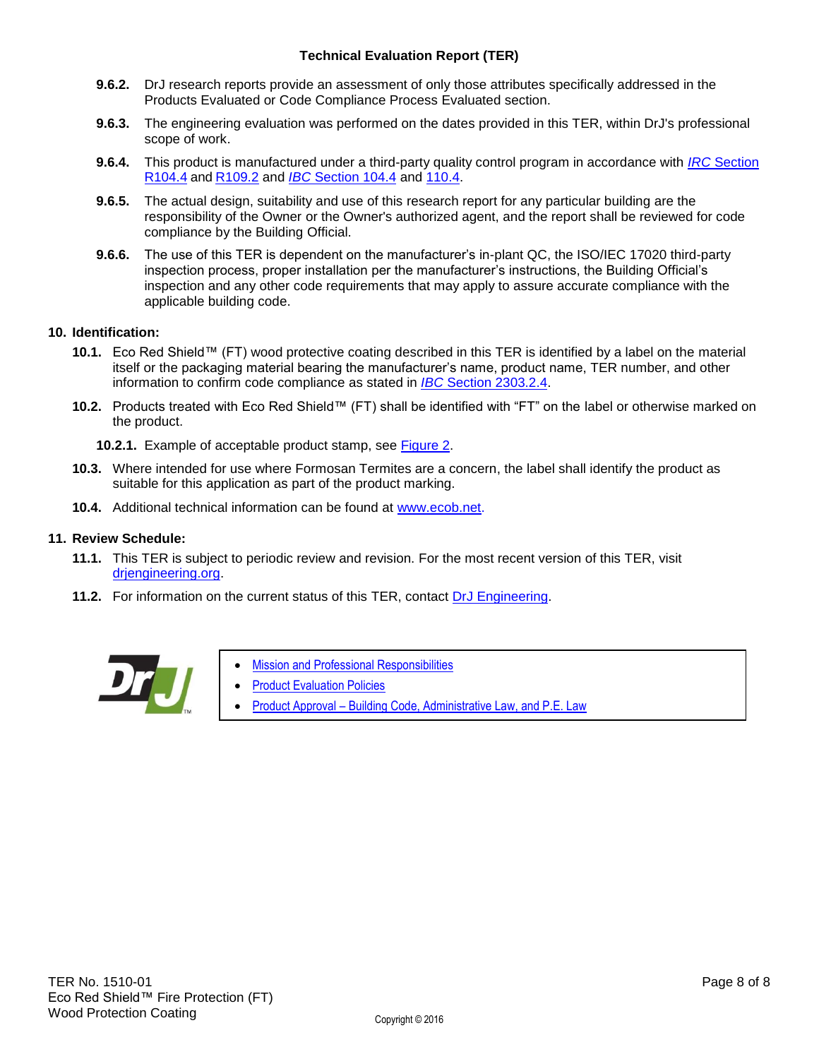9.6.2. DrJ research reports provide an assessment of only those attributes specifically addressed in the Products Evaluated or Code Compliance Process Evaluated section.

9.6.3. The engineering evaluation was performed on the dates provided in this TER, within DrJ's professional scope of work.

9.6.4. This product is manufactured under a third-party quality control program in accordance with *IRC* Section R104.4 and R109.2 and *IBC* Section 104.4 and 110.4.

9.6.5. The actual design, suitability and use of this research report for any particular building are the responsibility of the Owner or the Owner's authorized agent, and the report shall be reviewed for code compliance by the Building Official.

9.6.6. The use of this TER is dependent on the manufacturer's in-plant QC, the ISO/IEC 17020 third-party inspection process, proper installation per the manufacturer's instructions, the Building Official's inspection and any other code requirements that may apply to assure accurate compliance with the applicable building code.

## 10. Identification:

**10.1.** Eco Red Shield™ (FT) wood protective coating described in this TER is identified by a label on the material itself or the packaging material bearing the manufacturer's name, product name, TER number, and other information to confirm code compliance as stated in *IBC* Section 2303.2.4.

**10.2.** Products treated with Eco Red Shield™ (FT) shall be identified with "FT" on the label or otherwise marked on the product.

**10.2.1.** Example of acceptable product stamp, see Figure 2.

**10.3.** Where intended for use where Formosan Termites are a concern, the label shall identify the product as suitable for this application as part of the product marking.

**10.4.** Additional technical information can be found at www.ecob.net.

## 11. Review Schedule:

**11.1.** This TER is subject to periodic review and revision. For the most recent version of this TER, visit drjengineering.org.

**11.2.** For information on the current status of this TER, contact DrJ Engineering.

- Mission and Professional Responsibilities
- Product Evaluation Policies
- Product Approval – Building Code, Administrative Law, and P.E. Law

TER No. 1510-01
Eco Red Shield™ Fire Protection (FT)
Wood Protection Coating

Copyright © 2016